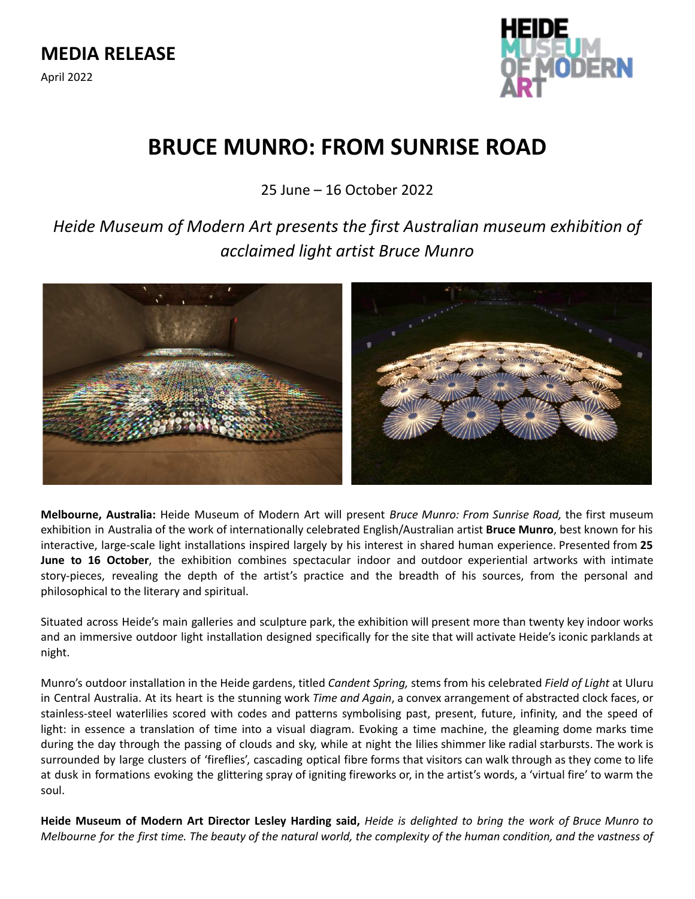**MEDIA RELEASE**

April 2022

# BRUCE MUNRO: FROM SUNRISE ROAD

25 June – 16 October 2022

*Heide Museum of Modern Art presents the first Australian museum exhibition of acclaimed light artist Bruce Munro*

**Melbourne, Australia:** Heide Museum of Modern Art will present *Bruce Munro: From Sunrise Road,* the first museum exhibition in Australia of the work of internationally celebrated English/Australian artist **Bruce Munro**, best known for his interactive, large-scale light installations inspired largely by his interest in shared human experience. Presented from **25 June to 16 October**, the exhibition combines spectacular indoor and outdoor experiential artworks with intimate story-pieces, revealing the depth of the artist's practice and the breadth of his sources, from the personal and philosophical to the literary and spiritual.

Situated across Heide's main galleries and sculpture park, the exhibition will present more than twenty key indoor works and an immersive outdoor light installation designed specifically for the site that will activate Heide's iconic parklands at night.

Munro's outdoor installation in the Heide gardens, titled *Candent Spring,* stems from his celebrated *Field of Light* at Uluru in Central Australia. At its heart is the stunning work *Time and Again*, a convex arrangement of abstracted clock faces, or stainless-steel waterlilies scored with codes and patterns symbolising past, present, future, infinity, and the speed of light: in essence a translation of time into a visual diagram. Evoking a time machine, the gleaming dome marks time during the day through the passing of clouds and sky, while at night the lilies shimmer like radial starbursts. The work is surrounded by large clusters of 'fireflies', cascading optical fibre forms that visitors can walk through as they come to life at dusk in formations evoking the glittering spray of igniting fireworks or, in the artist's words, a 'virtual fire' to warm the soul.

**Heide Museum of Modern Art Director Lesley Harding said,** *Heide is delighted to bring the work of Bruce Munro to Melbourne for the first time. The beauty of the natural world, the complexity of the human condition, and the vastness of*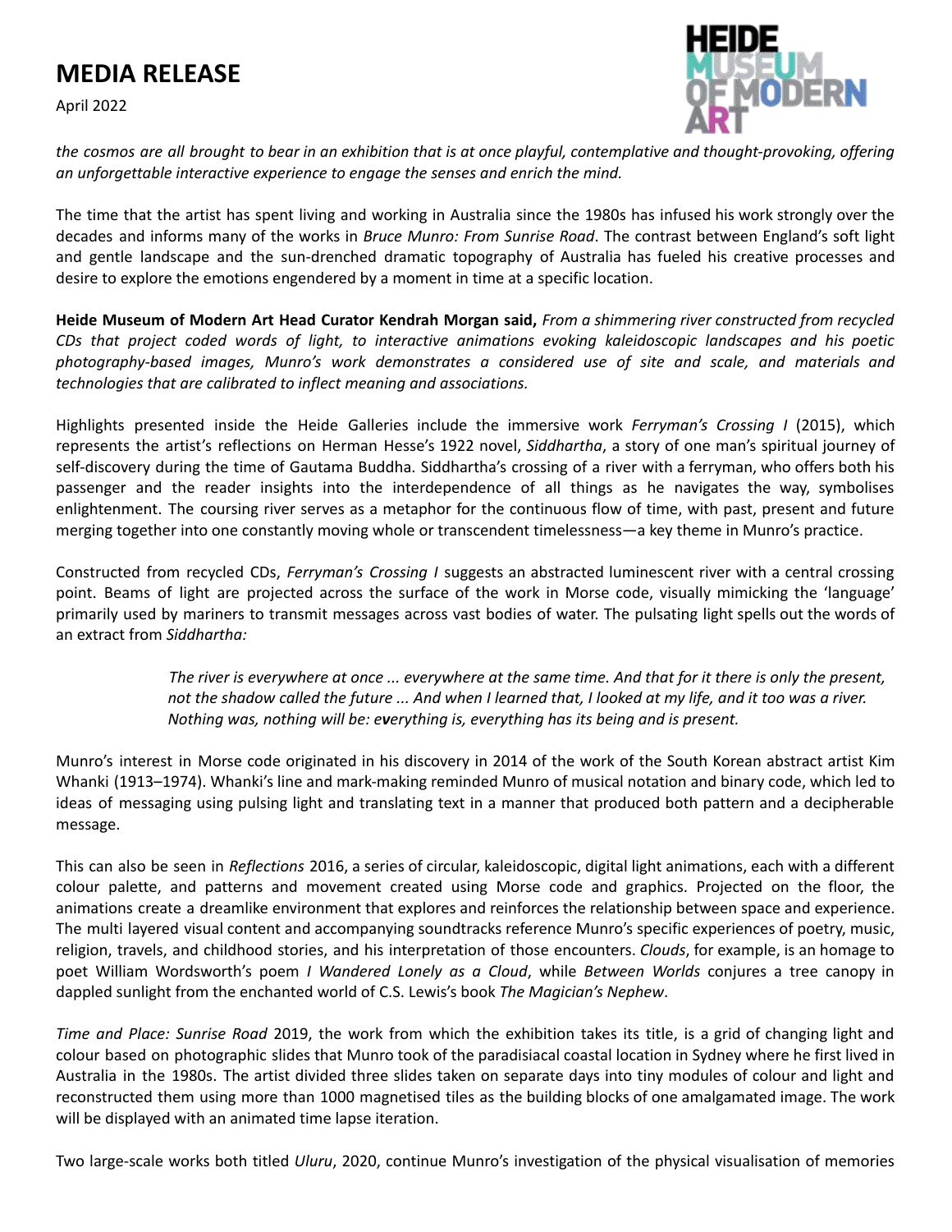*the cosmos are all brought to bear in an exhibition that is at once playful, contemplative and thought-provoking, offering an unforgettable interactive experience to engage the senses and enrich the mind.*

The time that the artist has spent living and working in Australia since the 1980s has infused his work strongly over the decades and informs many of the works in *Bruce Munro: From Sunrise Road*. The contrast between England's soft light and gentle landscape and the sun-drenched dramatic topography of Australia has fueled his creative processes and desire to explore the emotions engendered by a moment in time at a specific location.

**Heide Museum of Modern Art Head Curator Kendrah Morgan said,** *From a shimmering river constructed from recycled CDs that project coded words of light, to interactive animations evoking kaleidoscopic landscapes and his poetic photography-based images, Munro's work demonstrates a considered use of site and scale, and materials and technologies that are calibrated to inflect meaning and associations.*

Highlights presented inside the Heide Galleries include the immersive work *Ferryman's Crossing I* (2015), which represents the artist's reflections on Herman Hesse's 1922 novel, *Siddhartha*, a story of one man's spiritual journey of self-discovery during the time of Gautama Buddha. Siddhartha's crossing of a river with a ferryman, who offers both his passenger and the reader insights into the interdependence of all things as he navigates the way, symbolises enlightenment. The coursing river serves as a metaphor for the continuous flow of time, with past, present and future merging together into one constantly moving whole or transcendent timelessness—a key theme in Munro's practice.

Constructed from recycled CDs, *Ferryman's Crossing I* suggests an abstracted luminescent river with a central crossing point. Beams of light are projected across the surface of the work in Morse code, visually mimicking the 'language' primarily used by mariners to transmit messages across vast bodies of water. The pulsating light spells out the words of an extract from *Siddhartha:*

> *The river is everywhere at once ... everywhere at the same time. And that for it there is only the present, not the shadow called the future ... And when I learned that, I looked at my life, and it too was a river. Nothing was, nothing will be: everything is, everything has its being and is present.*

Munro's interest in Morse code originated in his discovery in 2014 of the work of the South Korean abstract artist Kim Whanki (1913–1974). Whanki's line and mark-making reminded Munro of musical notation and binary code, which led to ideas of messaging using pulsing light and translating text in a manner that produced both pattern and a decipherable message.

This can also be seen in *Reflections* 2016, a series of circular, kaleidoscopic, digital light animations, each with a different colour palette, and patterns and movement created using Morse code and graphics. Projected on the floor, the animations create a dreamlike environment that explores and reinforces the relationship between space and experience. The multi layered visual content and accompanying soundtracks reference Munro's specific experiences of poetry, music, religion, travels, and childhood stories, and his interpretation of those encounters. *Clouds*, for example, is an homage to poet William Wordsworth's poem *I Wandered Lonely as a Cloud*, while *Between Worlds* conjures a tree canopy in dappled sunlight from the enchanted world of C.S. Lewis's book *The Magician's Nephew*.

*Time and Place: Sunrise Road* 2019, the work from which the exhibition takes its title, is a grid of changing light and colour based on photographic slides that Munro took of the paradisiacal coastal location in Sydney where he first lived in Australia in the 1980s. The artist divided three slides taken on separate days into tiny modules of colour and light and reconstructed them using more than 1000 magnetised tiles as the building blocks of one amalgamated image. The work will be displayed with an animated time lapse iteration.

Two large-scale works both titled *Uluru*, 2020, continue Munro's investigation of the physical visualisation of memories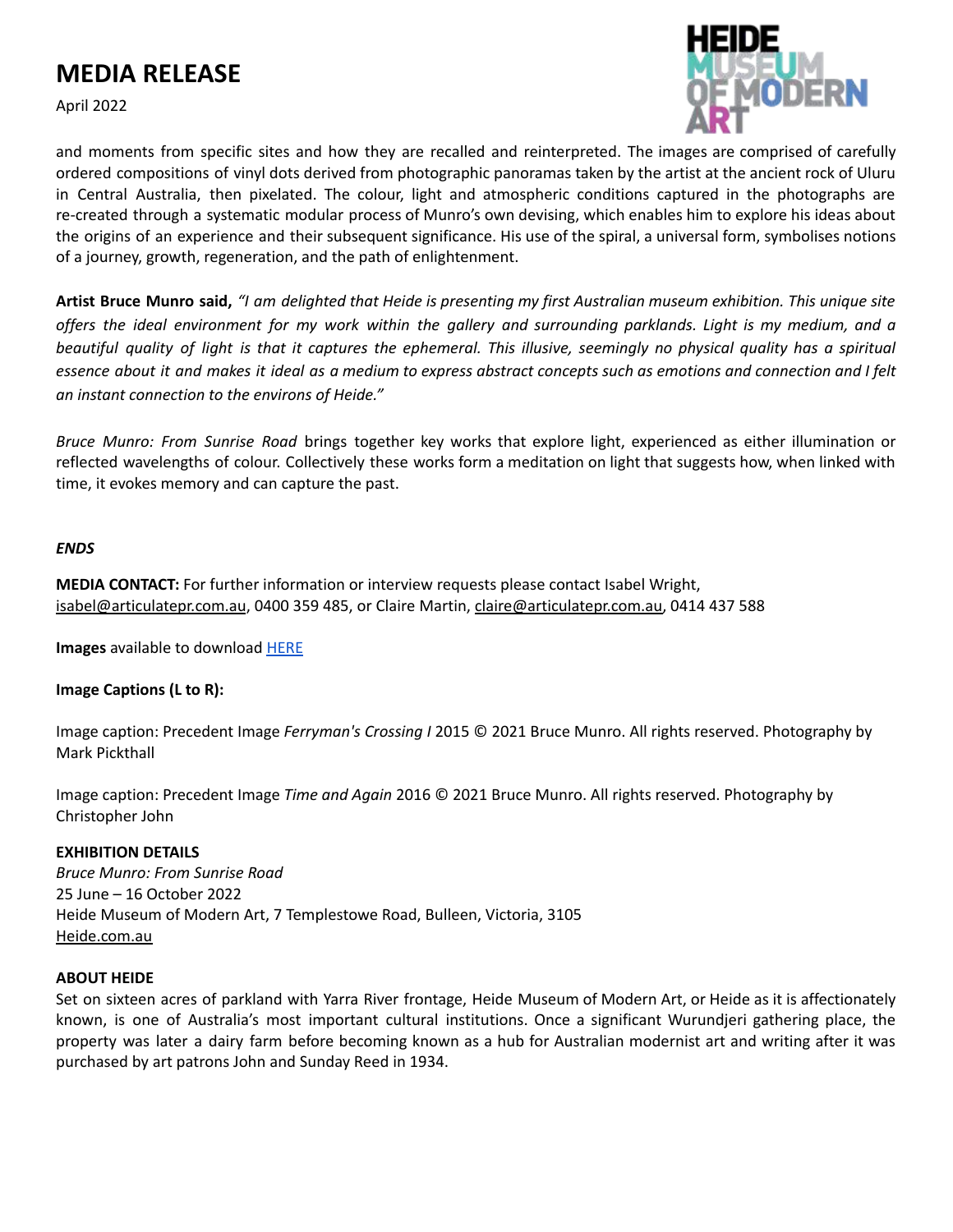and moments from specific sites and how they are recalled and reinterpreted. The images are comprised of carefully ordered compositions of vinyl dots derived from photographic panoramas taken by the artist at the ancient rock of Uluru in Central Australia, then pixelated. The colour, light and atmospheric conditions captured in the photographs are re-created through a systematic modular process of Munro's own devising, which enables him to explore his ideas about the origins of an experience and their subsequent significance. His use of the spiral, a universal form, symbolises notions of a journey, growth, regeneration, and the path of enlightenment.

**Artist Bruce Munro said,** *"I am delighted that Heide is presenting my first Australian museum exhibition. This unique site offers the ideal environment for my work within the gallery and surrounding parklands. Light is my medium, and a beautiful quality of light is that it captures the ephemeral. This illusive, seemingly no physical quality has a spiritual essence about it and makes it ideal as a medium to express abstract concepts such as emotions and connection and I felt an instant connection to the environs of Heide."*

*Bruce Munro: From Sunrise Road* brings together key works that explore light, experienced as either illumination or reflected wavelengths of colour. Collectively these works form a meditation on light that suggests how, when linked with time, it evokes memory and can capture the past.

***ENDS***

**MEDIA CONTACT:** For further information or interview requests please contact Isabel Wright, isabel@articulatepr.com.au, 0400 359 485, or Claire Martin, claire@articulatepr.com.au, 0414 437 588

**Images** available to download HERE

**Image Captions (L to R):**

Image caption: Precedent Image *Ferryman's Crossing I* 2015 © 2021 Bruce Munro. All rights reserved. Photography by Mark Pickthall

Image caption: Precedent Image *Time and Again* 2016 © 2021 Bruce Munro. All rights reserved. Photography by Christopher John

**EXHIBITION DETAILS**
*Bruce Munro: From Sunrise Road*
25 June – 16 October 2022
Heide Museum of Modern Art, 7 Templestowe Road, Bulleen, Victoria, 3105
Heide.com.au

**ABOUT HEIDE**
Set on sixteen acres of parkland with Yarra River frontage, Heide Museum of Modern Art, or Heide as it is affectionately known, is one of Australia's most important cultural institutions. Once a significant Wurundjeri gathering place, the property was later a dairy farm before becoming known as a hub for Australian modernist art and writing after it was purchased by art patrons John and Sunday Reed in 1934.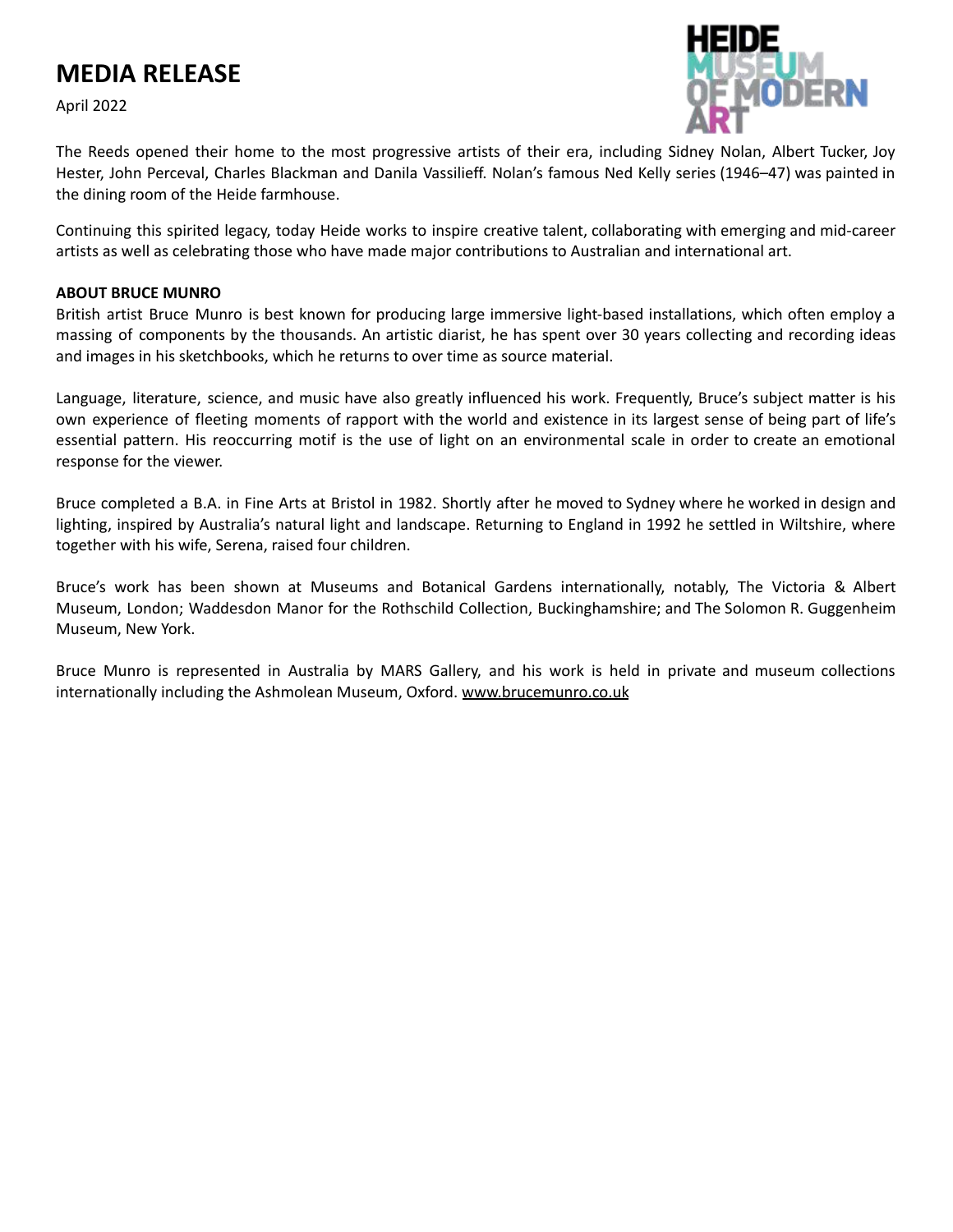# MEDIA RELEASE

April 2022

The Reeds opened their home to the most progressive artists of their era, including Sidney Nolan, Albert Tucker, Joy Hester, John Perceval, Charles Blackman and Danila Vassilieff. Nolan's famous Ned Kelly series (1946–47) was painted in the dining room of the Heide farmhouse.

Continuing this spirited legacy, today Heide works to inspire creative talent, collaborating with emerging and mid-career artists as well as celebrating those who have made major contributions to Australian and international art.

**ABOUT BRUCE MUNRO**

British artist Bruce Munro is best known for producing large immersive light-based installations, which often employ a massing of components by the thousands. An artistic diarist, he has spent over 30 years collecting and recording ideas and images in his sketchbooks, which he returns to over time as source material.

Language, literature, science, and music have also greatly influenced his work. Frequently, Bruce's subject matter is his own experience of fleeting moments of rapport with the world and existence in its largest sense of being part of life's essential pattern. His reoccurring motif is the use of light on an environmental scale in order to create an emotional response for the viewer.

Bruce completed a B.A. in Fine Arts at Bristol in 1982. Shortly after he moved to Sydney where he worked in design and lighting, inspired by Australia's natural light and landscape. Returning to England in 1992 he settled in Wiltshire, where together with his wife, Serena, raised four children.

Bruce's work has been shown at Museums and Botanical Gardens internationally, notably, The Victoria & Albert Museum, London; Waddesdon Manor for the Rothschild Collection, Buckinghamshire; and The Solomon R. Guggenheim Museum, New York.

Bruce Munro is represented in Australia by MARS Gallery, and his work is held in private and museum collections internationally including the Ashmolean Museum, Oxford. www.brucemunro.co.uk